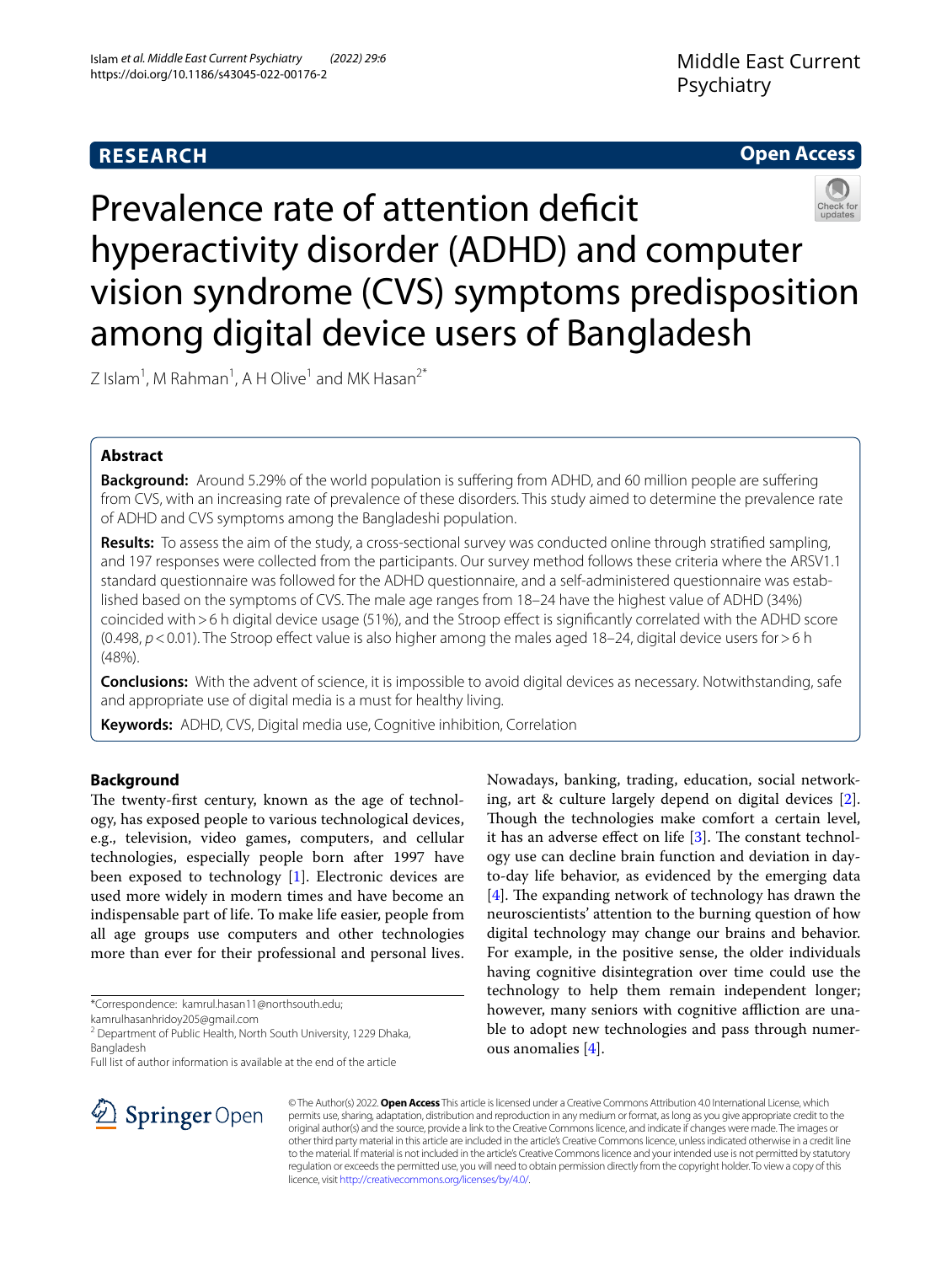RESEARCH

Open Access

# Prevalence rate of attention deficit hyperactivity disorder (ADHD) and computer vision syndrome (CVS) symptoms predisposition among digital device users of Bangladesh

Z Islam[1], M Rahman[1], A H Olive[1] and MK Hasan[2*]

## Abstract

**Background:** Around 5.29% of the world population is suffering from ADHD, and 60 million people are suffering from CVS, with an increasing rate of prevalence of these disorders. This study aimed to determine the prevalence rate of ADHD and CVS symptoms among the Bangladeshi population.

**Results:** To assess the aim of the study, a cross-sectional survey was conducted online through stratified sampling, and 197 responses were collected from the participants. Our survey method follows these criteria where the ARSV1.1 standard questionnaire was followed for the ADHD questionnaire, and a self-administered questionnaire was established based on the symptoms of CVS. The male age ranges from 18–24 have the highest value of ADHD (34%) coincided with > 6 h digital device usage (51%), and the Stroop effect is significantly correlated with the ADHD score (0.498, $p < 0.01$). The Stroop effect value is also higher among the males aged 18–24, digital device users for > 6 h (48%).

**Conclusions:** With the advent of science, it is impossible to avoid digital devices as necessary. Notwithstanding, safe and appropriate use of digital media is a must for healthy living.

**Keywords:** ADHD, CVS, Digital media use, Cognitive inhibition, Correlation

## Background

The twenty-first century, known as the age of technology, has exposed people to various technological devices, e.g., television, video games, computers, and cellular technologies, especially people born after 1997 have been exposed to technology [1]. Electronic devices are used more widely in modern times and have become an indispensable part of life. To make life easier, people from all age groups use computers and other technologies more than ever for their professional and personal lives. Nowadays, banking, trading, education, social networking, art & culture largely depend on digital devices [2]. Though the technologies make comfort a certain level, it has an adverse effect on life [3]. The constant technology use can decline brain function and deviation in day-to-day life behavior, as evidenced by the emerging data [4]. The expanding network of technology has drawn the neuroscientists' attention to the burning question of how digital technology may change our brains and behavior. For example, in the positive sense, the older individuals having cognitive disintegration over time could use the technology to help them remain independent longer; however, many seniors with cognitive affliction are unable to adopt new technologies and pass through numerous anomalies [4].

*Correspondence: kamrul.hasan11@northsouth.edu; kamrulhasanhridoy205@gmail.com

[2] Department of Public Health, North South University, 1229 Dhaka, Bangladesh

Full list of author information is available at the end of the article

© The Author(s) 2022. **Open Access** This article is licensed under a Creative Commons Attribution 4.0 International License, which permits use, sharing, adaptation, distribution and reproduction in any medium or format, as long as you give appropriate credit to the original author(s) and the source, provide a link to the Creative Commons licence, and indicate if changes were made. The images or other third party material in this article are included in the article's Creative Commons licence, unless indicated otherwise in a credit line to the material. If material is not included in the article's Creative Commons licence and your intended use is not permitted by statutory regulation or exceeds the permitted use, you will need to obtain permission directly from the copyright holder. To view a copy of this licence, visit http://creativecommons.org/licenses/by/4.0/.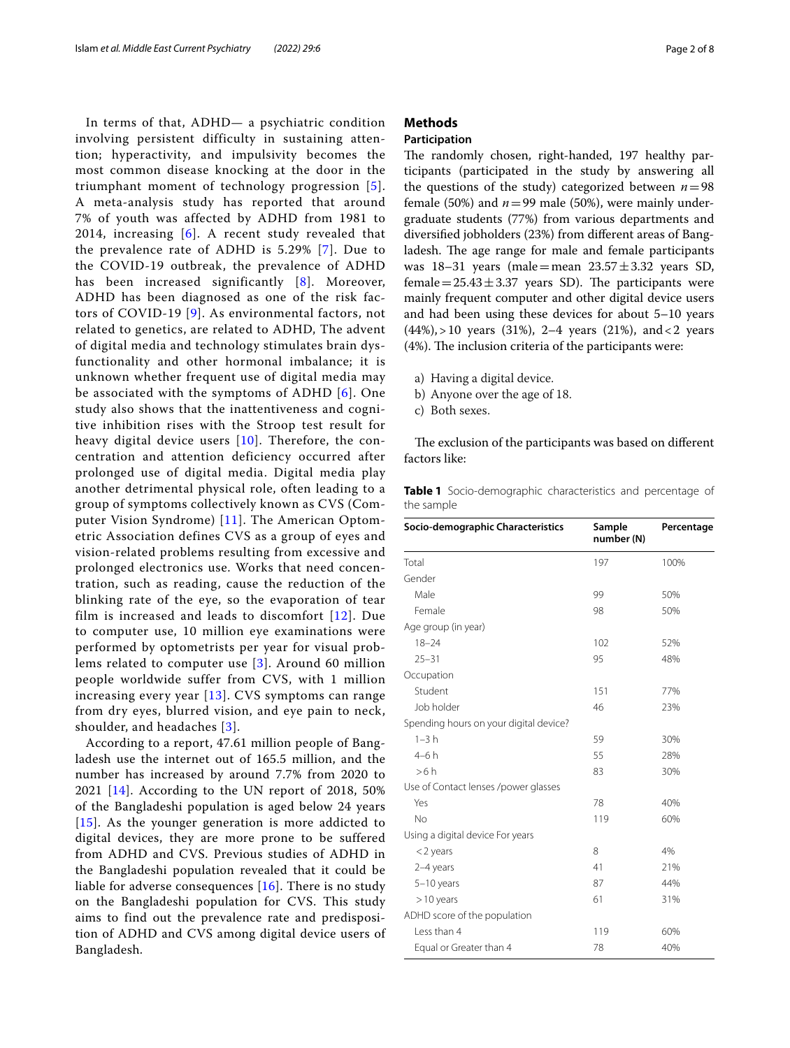In terms of that, ADHD— a psychiatric condition involving persistent difficulty in sustaining attention; hyperactivity, and impulsivity becomes the most common disease knocking at the door in the triumphant moment of technology progression [5]. A meta-analysis study has reported that around 7% of youth was affected by ADHD from 1981 to 2014, increasing [6]. A recent study revealed that the prevalence rate of ADHD is 5.29% [7]. Due to the COVID-19 outbreak, the prevalence of ADHD has been increased significantly [8]. Moreover, ADHD has been diagnosed as one of the risk factors of COVID-19 [9]. As environmental factors, not related to genetics, are related to ADHD, The advent of digital media and technology stimulates brain dysfunctionality and other hormonal imbalance; it is unknown whether frequent use of digital media may be associated with the symptoms of ADHD [6]. One study also shows that the inattentiveness and cognitive inhibition rises with the Stroop test result for heavy digital device users [10]. Therefore, the concentration and attention deficiency occurred after prolonged use of digital media. Digital media play another detrimental physical role, often leading to a group of symptoms collectively known as CVS (Computer Vision Syndrome) [11]. The American Optometric Association defines CVS as a group of eyes and vision-related problems resulting from excessive and prolonged electronics use. Works that need concentration, such as reading, cause the reduction of the blinking rate of the eye, so the evaporation of tear film is increased and leads to discomfort [12]. Due to computer use, 10 million eye examinations were performed by optometrists per year for visual problems related to computer use [3]. Around 60 million people worldwide suffer from CVS, with 1 million increasing every year [13]. CVS symptoms can range from dry eyes, blurred vision, and eye pain to neck, shoulder, and headaches [3].

According to a report, 47.61 million people of Bangladesh use the internet out of 165.5 million, and the number has increased by around 7.7% from 2020 to 2021 [14]. According to the UN report of 2018, 50% of the Bangladeshi population is aged below 24 years [15]. As the younger generation is more addicted to digital devices, they are more prone to be suffered from ADHD and CVS. Previous studies of ADHD in the Bangladeshi population revealed that it could be liable for adverse consequences [16]. There is no study on the Bangladeshi population for CVS. This study aims to find out the prevalence rate and predisposition of ADHD and CVS among digital device users of Bangladesh.

## Methods

### Participation

The randomly chosen, right-handed, 197 healthy participants (participated in the study by answering all the questions of the study) categorized between $n = 98$ female (50%) and $n = 99$ male (50%), were mainly undergraduate students (77%) from various departments and diversified jobholders (23%) from different areas of Bangladesh. The age range for male and female participants was 18–31 years (male = mean $23.57 \pm 3.32$ years SD, female = $25.43 \pm 3.37$ years SD). The participants were mainly frequent computer and other digital device users and had been using these devices for about 5–10 years (44%), > 10 years (31%), 2–4 years (21%), and < 2 years (4%). The inclusion criteria of the participants were:

a) Having a digital device.
b) Anyone over the age of 18.
c) Both sexes.

The exclusion of the participants was based on different factors like:

**Table 1** Socio-demographic characteristics and percentage of the sample

| Socio-demographic Characteristics | Sample number (N) | Percentage |
|---|---|---|
| Total | 197 | 100% |
| Gender | | |
| Male | 99 | 50% |
| Female | 98 | 50% |
| Age group (in year) | | |
| 18–24 | 102 | 52% |
| 25–31 | 95 | 48% |
| Occupation | | |
| Student | 151 | 77% |
| Job holder | 46 | 23% |
| Spending hours on your digital device? | | |
| 1–3 h | 59 | 30% |
| 4–6 h | 55 | 28% |
| >6 h | 83 | 30% |
| Use of Contact lenses /power glasses | | |
| Yes | 78 | 40% |
| No | 119 | 60% |
| Using a digital device For years | | |
| <2 years | 8 | 4% |
| 2–4 years | 41 | 21% |
| 5–10 years | 87 | 44% |
| >10 years | 61 | 31% |
| ADHD score of the population | | |
| Less than 4 | 119 | 60% |
| Equal or Greater than 4 | 78 | 40% |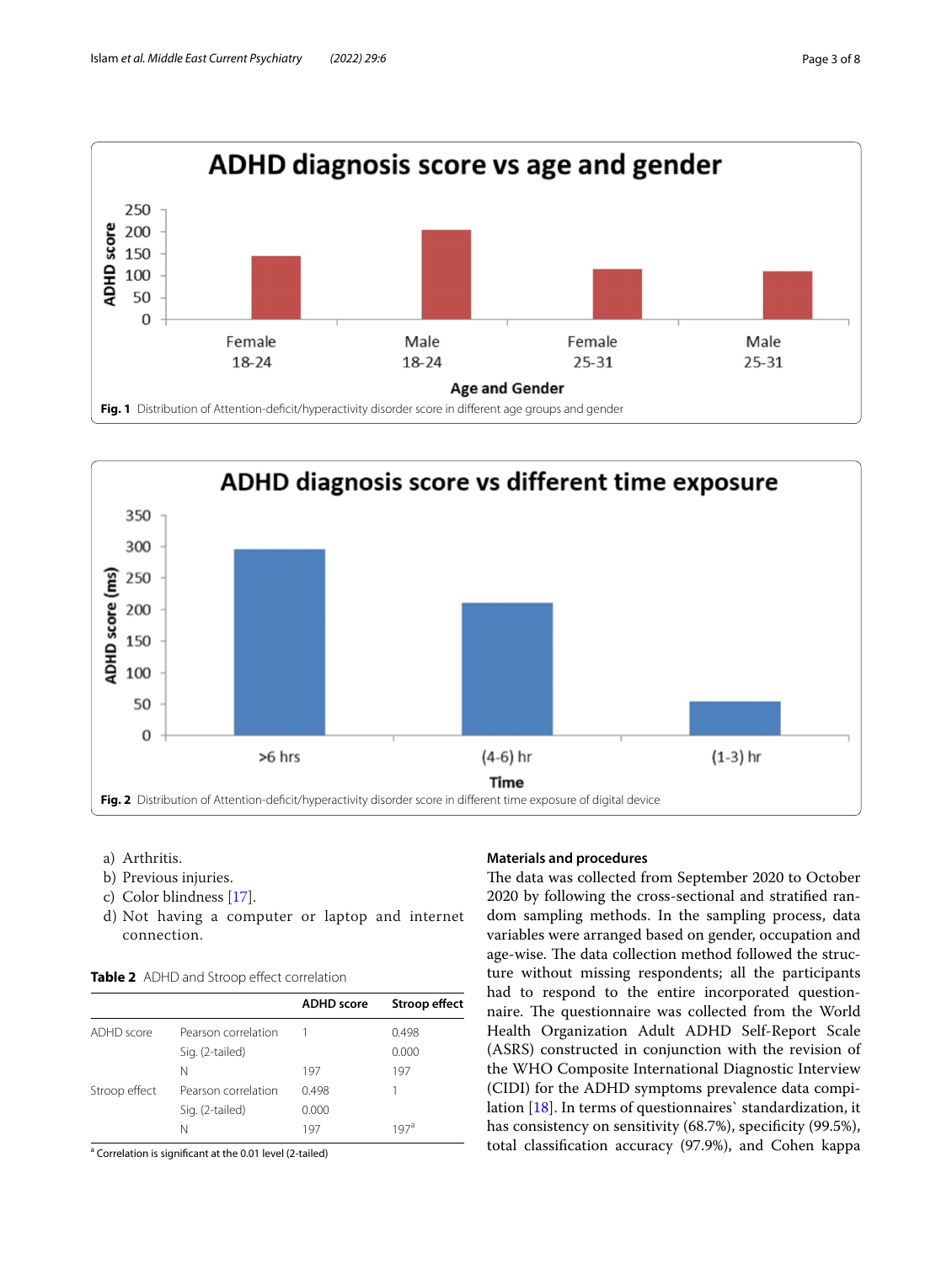**Fig. 1** Distribution of Attention-deficit/hyperactivity disorder score in different age groups and gender

**Fig. 2** Distribution of Attention-deficit/hyperactivity disorder score in different time exposure of digital device

a) Arthritis.
b) Previous injuries.
c) Color blindness [17].
d) Not having a computer or laptop and internet connection.

**Table 2** ADHD and Stroop effect correlation

| | | ADHD score | Stroop effect |
|---|---|---|---|
| ADHD score | Pearson correlation | 1 | 0.498 |
| | Sig. (2-tailed) | | 0.000 |
| | N | 197 | 197 |
| Stroop effect | Pearson correlation | 0.498 | 1 |
| | Sig. (2-tailed) | 0.000 | |
| | N | 197 | 197[a] |

[a] Correlation is significant at the 0.01 level (2-tailed)

### Materials and procedures

The data was collected from September 2020 to October 2020 by following the cross-sectional and stratified random sampling methods. In the sampling process, data variables were arranged based on gender, occupation and age-wise. The data collection method followed the structure without missing respondents; all the participants had to respond to the entire incorporated questionnaire. The questionnaire was collected from the World Health Organization Adult ADHD Self-Report Scale (ASRS) constructed in conjunction with the revision of the WHO Composite International Diagnostic Interview (CIDI) for the ADHD symptoms prevalence data compilation [18]. In terms of questionnaires` standardization, it has consistency on sensitivity (68.7%), specificity (99.5%), total classification accuracy (97.9%), and Cohen kappa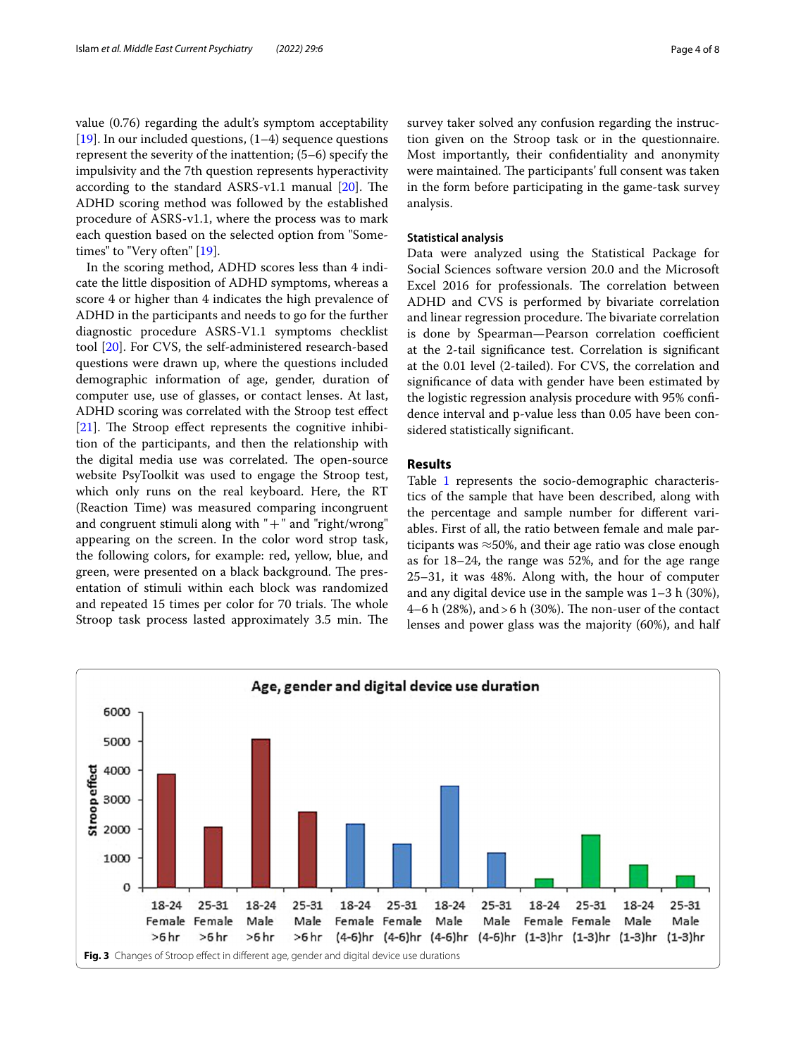value (0.76) regarding the adult's symptom acceptability [19]. In our included questions, (1–4) sequence questions represent the severity of the inattention; (5–6) specify the impulsivity and the 7th question represents hyperactivity according to the standard ASRS-v1.1 manual [20]. The ADHD scoring method was followed by the established procedure of ASRS-v1.1, where the process was to mark each question based on the selected option from "Sometimes" to "Very often" [19].

In the scoring method, ADHD scores less than 4 indicate the little disposition of ADHD symptoms, whereas a score 4 or higher than 4 indicates the high prevalence of ADHD in the participants and needs to go for the further diagnostic procedure ASRS-V1.1 symptoms checklist tool [20]. For CVS, the self-administered research-based questions were drawn up, where the questions included demographic information of age, gender, duration of computer use, use of glasses, or contact lenses. At last, ADHD scoring was correlated with the Stroop test effect [21]. The Stroop effect represents the cognitive inhibition of the participants, and then the relationship with the digital media use was correlated. The open-source website PsyToolkit was used to engage the Stroop test, which only runs on the real keyboard. Here, the RT (Reaction Time) was measured comparing incongruent and congruent stimuli along with "+" and "right/wrong" appearing on the screen. In the color word strop task, the following colors, for example: red, yellow, blue, and green, were presented on a black background. The presentation of stimuli within each block was randomized and repeated 15 times per color for 70 trials. The whole Stroop task process lasted approximately 3.5 min. The survey taker solved any confusion regarding the instruction given on the Stroop task or in the questionnaire. Most importantly, their confidentiality and anonymity were maintained. The participants' full consent was taken in the form before participating in the game-task survey analysis.

### Statistical analysis

Data were analyzed using the Statistical Package for Social Sciences software version 20.0 and the Microsoft Excel 2016 for professionals. The correlation between ADHD and CVS is performed by bivariate correlation and linear regression procedure. The bivariate correlation is done by Spearman—Pearson correlation coefficient at the 2-tail significance test. Correlation is significant at the 0.01 level (2-tailed). For CVS, the correlation and significance of data with gender have been estimated by the logistic regression analysis procedure with 95% confidence interval and p-value less than 0.05 have been considered statistically significant.

## Results

Table 1 represents the socio-demographic characteristics of the sample that have been described, along with the percentage and sample number for different variables. First of all, the ratio between female and male participants was ≈50%, and their age ratio was close enough as for 18–24, the range was 52%, and for the age range 25–31, it was 48%. Along with, the hour of computer and any digital device use in the sample was 1–3 h (30%), 4–6 h (28%), and > 6 h (30%). The non-user of the contact lenses and power glass was the majority (60%), and half

**Fig. 3** Changes of Stroop effect in different age, gender and digital device use durations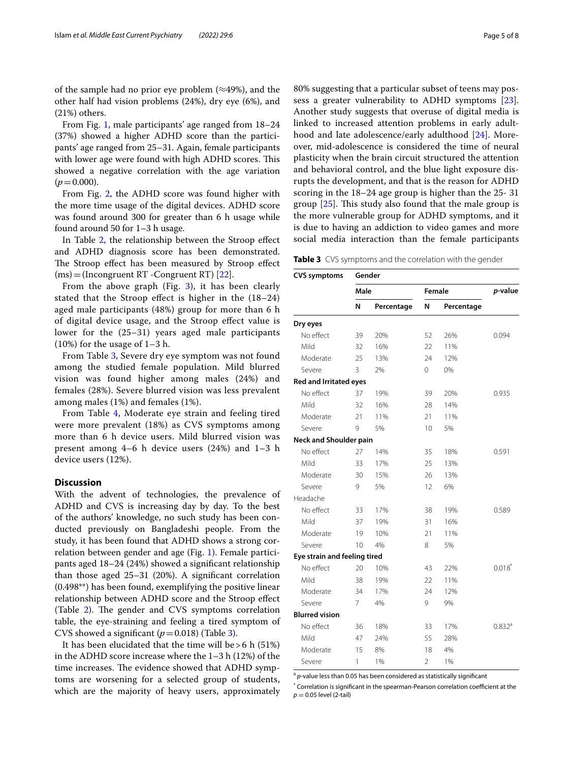of the sample had no prior eye problem (≈49%), and the other half had vision problems (24%), dry eye (6%), and (21%) others.

From Fig. 1, male participants' age ranged from 18–24 (37%) showed a higher ADHD score than the participants' age ranged from 25–31. Again, female participants with lower age were found with high ADHD scores. This showed a negative correlation with the age variation ($p = 0.000$).

From Fig. 2, the ADHD score was found higher with the more time usage of the digital devices. ADHD score was found around 300 for greater than 6 h usage while found around 50 for 1–3 h usage.

In Table 2, the relationship between the Stroop effect and ADHD diagnosis score has been demonstrated. The Stroop effect has been measured by Stroop effect (ms) = (Incongruent RT -Congruent RT) [22].

From the above graph (Fig. 3), it has been clearly stated that the Stroop effect is higher in the (18–24) aged male participants (48%) group for more than 6 h of digital device usage, and the Stroop effect value is lower for the (25–31) years aged male participants (10%) for the usage of 1–3 h.

From Table 3, Severe dry eye symptom was not found among the studied female population. Mild blurred vision was found higher among males (24%) and females (28%). Severe blurred vision was less prevalent among males (1%) and females (1%).

From Table 4, Moderate eye strain and feeling tired were more prevalent (18%) as CVS symptoms among more than 6 h device users. Mild blurred vision was present among 4–6 h device users (24%) and 1–3 h device users (12%).

## Discussion

With the advent of technologies, the prevalence of ADHD and CVS is increasing day by day. To the best of the authors' knowledge, no such study has been conducted previously on Bangladeshi people. From the study, it has been found that ADHD shows a strong correlation between gender and age (Fig. 1). Female participants aged 18–24 (24%) showed a significant relationship than those aged 25–31 (20%). A significant correlation (0.498**) has been found, exemplifying the positive linear relationship between ADHD score and the Stroop effect (Table 2). The gender and CVS symptoms correlation table, the eye-straining and feeling a tired symptom of CVS showed a significant ($p = 0.018$) (Table 3).

It has been elucidated that the time will be > 6 h (51%) in the ADHD score increase where the 1–3 h (12%) of the time increases. The evidence showed that ADHD symptoms are worsening for a selected group of students, which are the majority of heavy users, approximately 80% suggesting that a particular subset of teens may possess a greater vulnerability to ADHD symptoms [23]. Another study suggests that overuse of digital media is linked to increased attention problems in early adulthood and late adolescence/early adulthood [24]. Moreover, mid-adolescence is considered the time of neural plasticity when the brain circuit structured the attention and behavioral control, and the blue light exposure disrupts the development, and that is the reason for ADHD scoring in the 18–24 age group is higher than the 25- 31 group [25]. This study also found that the male group is the more vulnerable group for ADHD symptoms, and it is due to having an addiction to video games and more social media interaction than the female participants

**Table 3** CVS symptoms and the correlation with the gender

| CVS symptoms | Gender | | | | |
|---|---|---|---|---|---|
| | Male | | Female | | *p*-value |
| | N | Percentage | N | Percentage | |
| **Dry eyes** | | | | | |
| No effect | 39 | 20% | 52 | 26% | 0.094 |
| Mild | 32 | 16% | 22 | 11% | |
| Moderate | 25 | 13% | 24 | 12% | |
| Severe | 3 | 2% | 0 | 0% | |
| **Red and Irritated eyes** | | | | | |
| No effect | 37 | 19% | 39 | 20% | 0.935 |
| Mild | 32 | 16% | 28 | 14% | |
| Moderate | 21 | 11% | 21 | 11% | |
| Severe | 9 | 5% | 10 | 5% | |
| **Neck and Shoulder pain** | | | | | |
| No effect | 27 | 14% | 35 | 18% | 0.591 |
| Mild | 33 | 17% | 25 | 13% | |
| Moderate | 30 | 15% | 26 | 13% | |
| Severe | 9 | 5% | 12 | 6% | |
| Headache | | | | | |
| No effect | 33 | 17% | 38 | 19% | 0.589 |
| Mild | 37 | 19% | 31 | 16% | |
| Moderate | 19 | 10% | 21 | 11% | |
| Severe | 10 | 4% | 8 | 5% | |
| **Eye strain and feeling tired** | | | | | |
| No effect | 20 | 10% | 43 | 22% | 0.018* |
| Mild | 38 | 19% | 22 | 11% | |
| Moderate | 34 | 17% | 24 | 12% | |
| Severe | 7 | 4% | 9 | 9% | |
| **Blurred vision** | | | | | |
| No effect | 36 | 18% | 33 | 17% | 0.832[a] |
| Mild | 47 | 24% | 55 | 28% | |
| Moderate | 15 | 8% | 18 | 4% | |
| Severe | 1 | 1% | 2 | 1% | |

[a] *p*-value less than 0.05 has been considered as statistically significant

* Correlation is significant in the spearman-Pearson correlation coefficient at the $p = 0.05$ level (2-tail)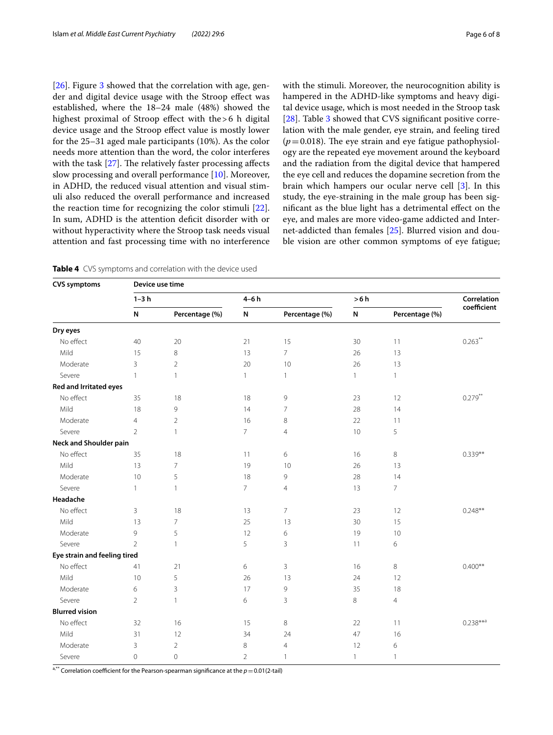[26]. Figure 3 showed that the correlation with age, gender and digital device usage with the Stroop effect was established, where the 18–24 male (48%) showed the highest proximal of Stroop effect with the > 6 h digital device usage and the Stroop effect value is mostly lower for the 25–31 aged male participants (10%). As the color needs more attention than the word, the color interferes with the task [27]. The relatively faster processing affects slow processing and overall performance [10]. Moreover, in ADHD, the reduced visual attention and visual stimuli also reduced the overall performance and increased the reaction time for recognizing the color stimuli [22]. In sum, ADHD is the attention deficit disorder with or without hyperactivity where the Stroop task needs visual attention and fast processing time with no interference with the stimuli. Moreover, the neurocognition ability is hampered in the ADHD-like symptoms and heavy digital device usage, which is most needed in the Stroop task [28]. Table 3 showed that CVS significant positive correlation with the male gender, eye strain, and feeling tired ($p = 0.018$). The eye strain and eye fatigue pathophysiology are the repeated eye movement around the keyboard and the radiation from the digital device that hampered the eye cell and reduces the dopamine secretion from the brain which hampers our ocular nerve cell [3]. In this study, the eye-straining in the male group has been significant as the blue light has a detrimental effect on the eye, and males are more video-game addicted and Internet-addicted than females [25]. Blurred vision and double vision are other common symptoms of eye fatigue;

**Table 4** CVS symptoms and correlation with the device used

| CVS symptoms | Device use time | | | | | | |
|---|---|---|---|---|---|---|---|
| | 1–3 h | | 4–6 h | | > 6 h | | Correlation coefficient |
| | N | Percentage (%) | N | Percentage (%) | N | Percentage (%) | |
| **Dry eyes** | | | | | | | |
| No effect | 40 | 20 | 21 | 15 | 30 | 11 | 0.263** |
| Mild | 15 | 8 | 13 | 7 | 26 | 13 | |
| Moderate | 3 | 2 | 20 | 10 | 26 | 13 | |
| Severe | 1 | 1 | 1 | 1 | 1 | 1 | |
| **Red and Irritated eyes** | | | | | | | |
| No effect | 35 | 18 | 18 | 9 | 23 | 12 | 0.279** |
| Mild | 18 | 9 | 14 | 7 | 28 | 14 | |
| Moderate | 4 | 2 | 16 | 8 | 22 | 11 | |
| Severe | 2 | 1 | 7 | 4 | 10 | 5 | |
| **Neck and Shoulder pain** | | | | | | | |
| No effect | 35 | 18 | 11 | 6 | 16 | 8 | 0.339** |
| Mild | 13 | 7 | 19 | 10 | 26 | 13 | |
| Moderate | 10 | 5 | 18 | 9 | 28 | 14 | |
| Severe | 1 | 1 | 7 | 4 | 13 | 7 | |
| **Headache** | | | | | | | |
| No effect | 3 | 18 | 13 | 7 | 23 | 12 | 0.248** |
| Mild | 13 | 7 | 25 | 13 | 30 | 15 | |
| Moderate | 9 | 5 | 12 | 6 | 19 | 10 | |
| Severe | 2 | 1 | 5 | 3 | 11 | 6 | |
| **Eye strain and feeling tired** | | | | | | | |
| No effect | 41 | 21 | 6 | 3 | 16 | 8 | 0.400** |
| Mild | 10 | 5 | 26 | 13 | 24 | 12 | |
| Moderate | 6 | 3 | 17 | 9 | 35 | 18 | |
| Severe | 2 | 1 | 6 | 3 | 8 | 4 | |
| **Blurred vision** | | | | | | | |
| No effect | 32 | 16 | 15 | 8 | 22 | 11 | 0.238**a |
| Mild | 31 | 12 | 34 | 24 | 47 | 16 | |
| Moderate | 3 | 2 | 8 | 4 | 12 | 6 | |
| Severe | 0 | 0 | 2 | 1 | 1 | 1 | |

a,** Correlation coefficient for the Pearson-spearman significance at the $p = 0.01$ (2-tail)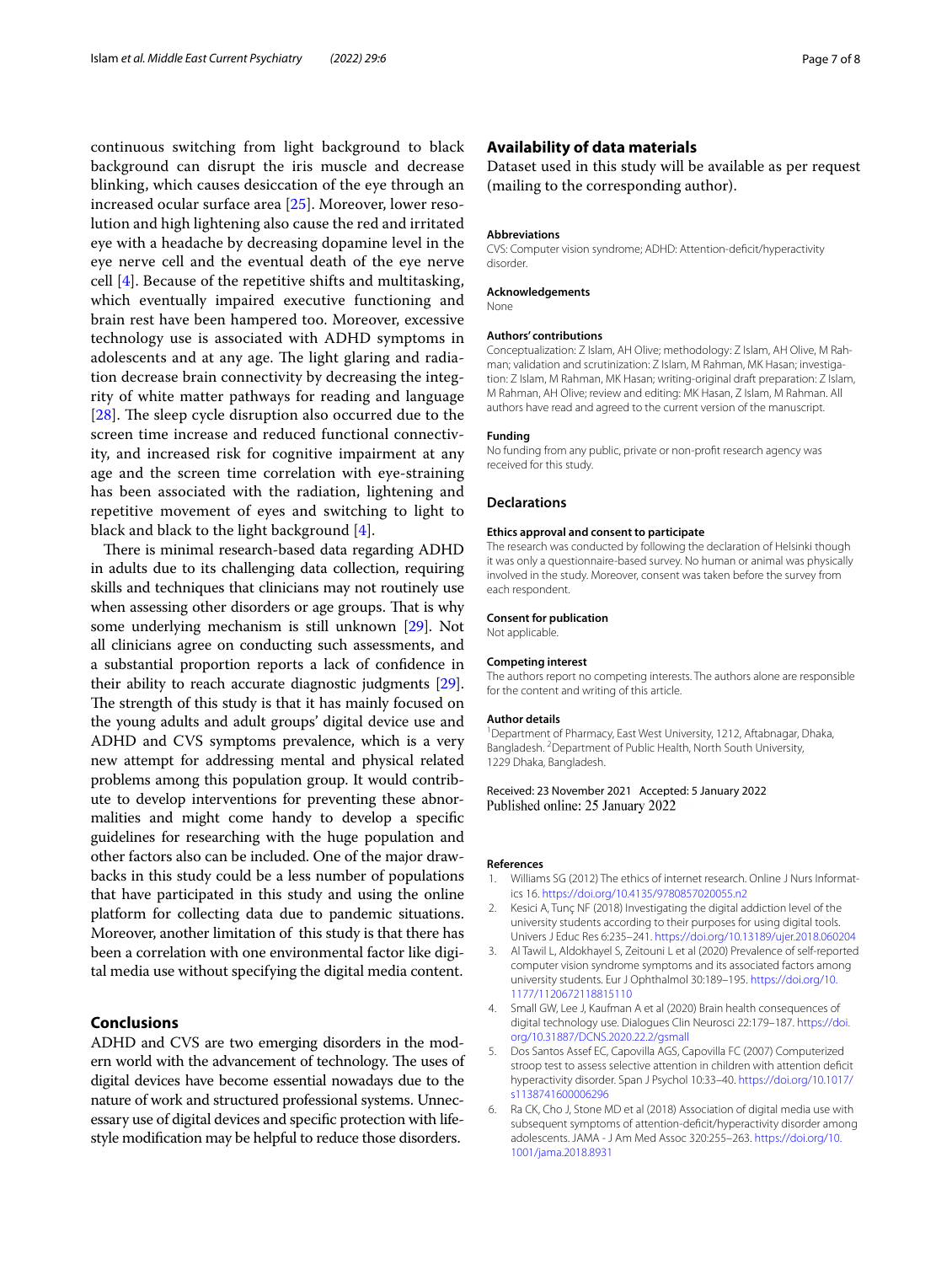continuous switching from light background to black background can disrupt the iris muscle and decrease blinking, which causes desiccation of the eye through an increased ocular surface area [25]. Moreover, lower resolution and high lightening also cause the red and irritated eye with a headache by decreasing dopamine level in the eye nerve cell and the eventual death of the eye nerve cell [4]. Because of the repetitive shifts and multitasking, which eventually impaired executive functioning and brain rest have been hampered too. Moreover, excessive technology use is associated with ADHD symptoms in adolescents and at any age. The light glaring and radiation decrease brain connectivity by decreasing the integrity of white matter pathways for reading and language [28]. The sleep cycle disruption also occurred due to the screen time increase and reduced functional connectivity, and increased risk for cognitive impairment at any age and the screen time correlation with eye-straining has been associated with the radiation, lightening and repetitive movement of eyes and switching to light to black and black to the light background [4].

There is minimal research-based data regarding ADHD in adults due to its challenging data collection, requiring skills and techniques that clinicians may not routinely use when assessing other disorders or age groups. That is why some underlying mechanism is still unknown [29]. Not all clinicians agree on conducting such assessments, and a substantial proportion reports a lack of confidence in their ability to reach accurate diagnostic judgments [29]. The strength of this study is that it has mainly focused on the young adults and adult groups' digital device use and ADHD and CVS symptoms prevalence, which is a very new attempt for addressing mental and physical related problems among this population group. It would contribute to develop interventions for preventing these abnormalities and might come handy to develop a specific guidelines for researching with the huge population and other factors also can be included. One of the major drawbacks in this study could be a less number of populations that have participated in this study and using the online platform for collecting data due to pandemic situations. Moreover, another limitation of this study is that there has been a correlation with one environmental factor like digital media use without specifying the digital media content.

## Conclusions

ADHD and CVS are two emerging disorders in the modern world with the advancement of technology. The uses of digital devices have become essential nowadays due to the nature of work and structured professional systems. Unnecessary use of digital devices and specific protection with lifestyle modification may be helpful to reduce those disorders.

## Availability of data materials

Dataset used in this study will be available as per request (mailing to the corresponding author).

#### Abbreviations

CVS: Computer vision syndrome; ADHD: Attention-deficit/hyperactivity disorder.

#### Acknowledgements

None

#### Authors' contributions

Conceptualization: Z Islam, AH Olive; methodology: Z Islam, AH Olive, M Rahman; validation and scrutinization: Z Islam, M Rahman, MK Hasan; investigation: Z Islam, M Rahman, MK Hasan; writing-original draft preparation: Z Islam, M Rahman, AH Olive; review and editing: MK Hasan, Z Islam, M Rahman. All authors have read and agreed to the current version of the manuscript.

#### Funding

No funding from any public, private or non-profit research agency was received for this study.

### Declarations

#### Ethics approval and consent to participate

The research was conducted by following the declaration of Helsinki though it was only a questionnaire-based survey. No human or animal was physically involved in the study. Moreover, consent was taken before the survey from each respondent.

#### Consent for publication

Not applicable.

#### Competing interest

The authors report no competing interests. The authors alone are responsible for the content and writing of this article.

#### Author details

[1]Department of Pharmacy, East West University, 1212, Aftabnagar, Dhaka, Bangladesh. [2]Department of Public Health, North South University, 1229 Dhaka, Bangladesh.

Received: 23 November 2021 Accepted: 5 January 2022
Published online: 25 January 2022

#### References

1. Williams SG (2012) The ethics of internet research. Online J Nurs Informatics 16. https://doi.org/10.4135/9780857020055.n2
2. Kesici A, Tunç NF (2018) Investigating the digital addiction level of the university students according to their purposes for using digital tools. Univers J Educ Res 6:235–241. https://doi.org/10.13189/ujer.2018.060204
3. Al Tawil L, Aldokhayel S, Zeitouni L et al (2020) Prevalence of self-reported computer vision syndrome symptoms and its associated factors among university students. Eur J Ophthalmol 30:189–195. https://doi.org/10.1177/1120672118815110
4. Small GW, Lee J, Kaufman A et al (2020) Brain health consequences of digital technology use. Dialogues Clin Neurosci 22:179–187. https://doi.org/10.31887/DCNS.2020.22.2/gsmall
5. Dos Santos Assef EC, Capovilla AGS, Capovilla FC (2007) Computerized stroop test to assess selective attention in children with attention deficit hyperactivity disorder. Span J Psychol 10:33–40. https://doi.org/10.1017/s1138741600006296
6. Ra CK, Cho J, Stone MD et al (2018) Association of digital media use with subsequent symptoms of attention-deficit/hyperactivity disorder among adolescents. JAMA - J Am Med Assoc 320:255–263. https://doi.org/10.1001/jama.2018.8931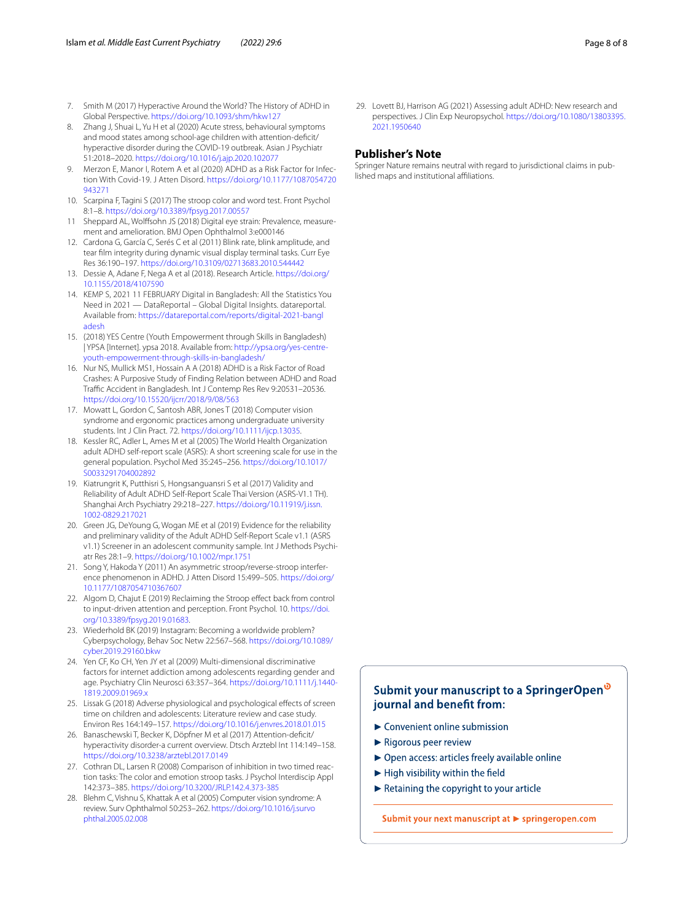7. Smith M (2017) Hyperactive Around the World? The History of ADHD in Global Perspective. https://doi.org/10.1093/shm/hkw127
8. Zhang J, Shuai L, Yu H et al (2020) Acute stress, behavioural symptoms and mood states among school-age children with attention-deficit/hyperactive disorder during the COVID-19 outbreak. Asian J Psychiatr 51:2018–2020. https://doi.org/10.1016/j.ajp.2020.102077
9. Merzon E, Manor I, Rotem A et al (2020) ADHD as a Risk Factor for Infection With Covid-19. J Atten Disord. https://doi.org/10.1177/1087054720943271
10. Scarpina F, Tagini S (2017) The stroop color and word test. Front Psychol 8:1–8. https://doi.org/10.3389/fpsyg.2017.00557
11. Sheppard AL, Wolffsohn JS (2018) Digital eye strain: Prevalence, measurement and amelioration. BMJ Open Ophthalmol 3:e000146
12. Cardona G, García C, Serés C et al (2011) Blink rate, blink amplitude, and tear film integrity during dynamic visual display terminal tasks. Curr Eye Res 36:190–197. https://doi.org/10.3109/02713683.2010.544442
13. Dessie A, Adane F, Nega A et al (2018). Research Article. https://doi.org/10.1155/2018/4107590
14. KEMP S, 2021 11 FEBRUARY Digital in Bangladesh: All the Statistics You Need in 2021 — DataReportal – Global Digital Insights. datareportal. Available from: https://datareportal.com/reports/digital-2021-bangladesh
15. (2018) YES Centre (Youth Empowerment through Skills in Bangladesh) | YPSA [Internet]. ypsa 2018. Available from: http://ypsa.org/yes-centre-youth-empowerment-through-skills-in-bangladesh/
16. Nur NS, Mullick MS1, Hossain A A (2018) ADHD is a Risk Factor of Road Crashes: A Purposive Study of Finding Relation between ADHD and Road Traffic Accident in Bangladesh. Int J Contemp Res Rev 9:20531–20536. https://doi.org/10.15520/ijcrr/2018/9/08/563
17. Mowatt L, Gordon C, Santosh ABR, Jones T (2018) Computer vision syndrome and ergonomic practices among undergraduate university students. Int J Clin Pract. 72. https://doi.org/10.1111/ijcp.13035.
18. Kessler RC, Adler L, Ames M et al (2005) The World Health Organization adult ADHD self-report scale (ASRS): A short screening scale for use in the general population. Psychol Med 35:245–256. https://doi.org/10.1017/S0033291704002892
19. Kiatrungrit K, Putthisri S, Hongsanguansri S et al (2017) Validity and Reliability of Adult ADHD Self-Report Scale Thai Version (ASRS-V1.1 TH). Shanghai Arch Psychiatry 29:218–227. https://doi.org/10.11919/j.issn.1002-0829.217021
20. Green JG, DeYoung G, Wogan ME et al (2019) Evidence for the reliability and preliminary validity of the Adult ADHD Self-Report Scale v1.1 (ASRS v1.1) Screener in an adolescent community sample. Int J Methods Psychiatr Res 28:1–9. https://doi.org/10.1002/mpr.1751
21. Song Y, Hakoda Y (2011) An asymmetric stroop/reverse-stroop interference phenomenon in ADHD. J Atten Disord 15:499–505. https://doi.org/10.1177/1087054710367607
22. Algom D, Chajut E (2019) Reclaiming the Stroop effect back from control to input-driven attention and perception. Front Psychol. 10. https://doi.org/10.3389/fpsyg.2019.01683.
23. Wiederhold BK (2019) Instagram: Becoming a worldwide problem? Cyberpsychology, Behav Soc Netw 22:567–568. https://doi.org/10.1089/cyber.2019.29160.bkw
24. Yen CF, Ko CH, Yen JY et al (2009) Multi-dimensional discriminative factors for internet addiction among adolescents regarding gender and age. Psychiatry Clin Neurosci 63:357–364. https://doi.org/10.1111/j.1440-1819.2009.01969.x
25. Lissak G (2018) Adverse physiological and psychological effects of screen time on children and adolescents: Literature review and case study. Environ Res 164:149–157. https://doi.org/10.1016/j.envres.2018.01.015
26. Banaschewski T, Becker K, Döpfner M et al (2017) Attention-deficit/hyperactivity disorder-a current overview. Dtsch Arztebl Int 114:149–158. https://doi.org/10.3238/arztebl.2017.0149
27. Cothran DL, Larsen R (2008) Comparison of inhibition in two timed reaction tasks: The color and emotion stroop tasks. J Psychol Interdiscip Appl 142:373–385. https://doi.org/10.3200/JRLP.142.4.373-385
28. Blehm C, Vishnu S, Khattak A et al (2005) Computer vision syndrome: A review. Surv Ophthalmol 50:253–262. https://doi.org/10.1016/j.survophthal.2005.02.008
29. Lovett BJ, Harrison AG (2021) Assessing adult ADHD: New research and perspectives. J Clin Exp Neuropsychol. https://doi.org/10.1080/13803395.2021.1950640

## Publisher's Note

Springer Nature remains neutral with regard to jurisdictional claims in published maps and institutional affiliations.

**Submit your manuscript to a SpringerOpen journal and benefit from:**

- ► Convenient online submission
- ► Rigorous peer review
- ► Open access: articles freely available online
- ► High visibility within the field
- ► Retaining the copyright to your article

**Submit your next manuscript at ► springeropen.com**